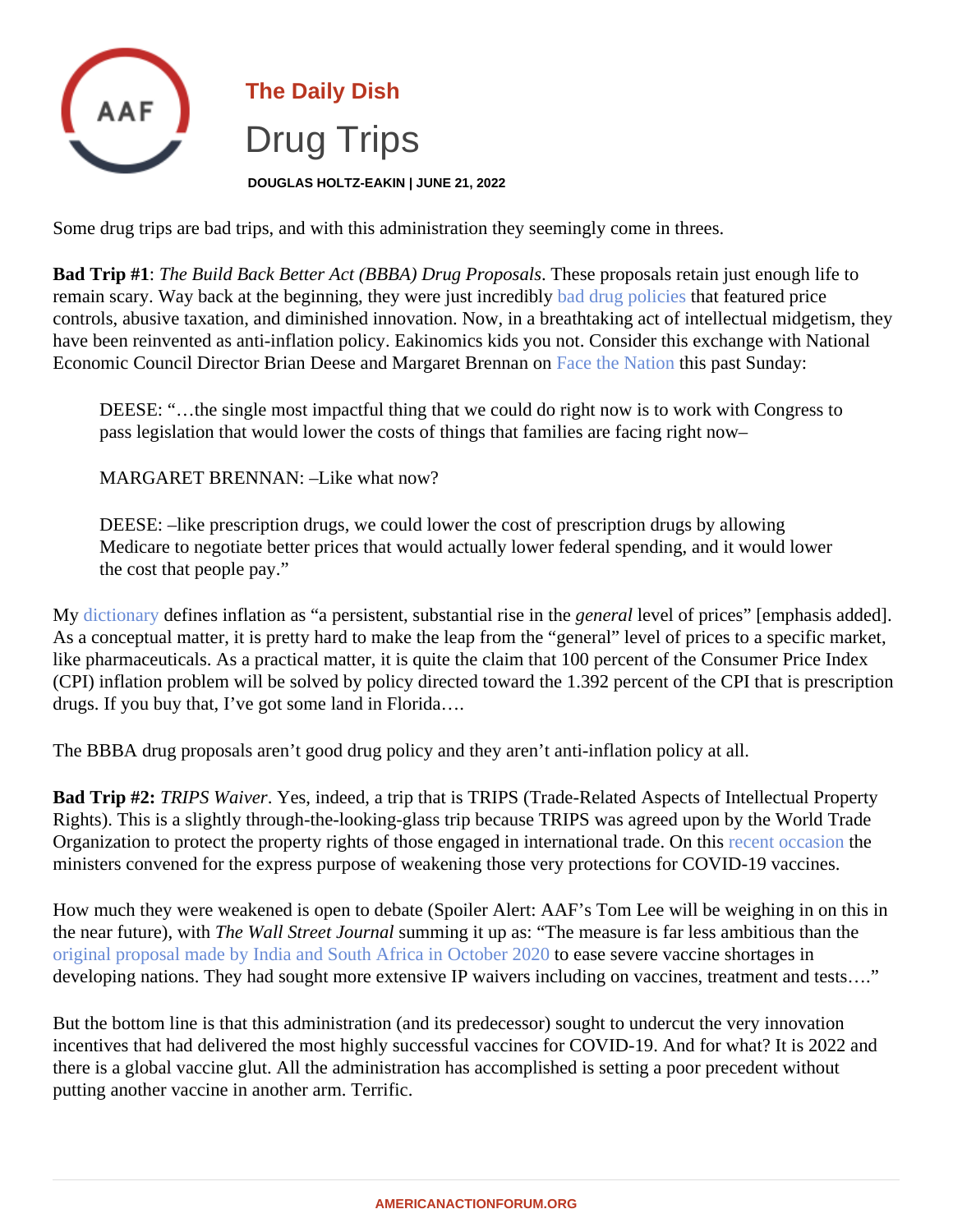The Daily Dish

# Drug Trips

**DOUGLAS HOLTZ-EAKIN | JUNE 21, 2022**

Some drug trips are bad trips, and with this administration they seemingly come in threes.

**Bad Trip #1**: *The Build Back Better Act (BBBA) Drug Proposals*. These proposals retain just enough life to remain scary. Way back at the beginning, they were just incredibly bad drug policies that featured price controls, abusive taxation, and diminished innovation. Now, in a breathtaking act of intellectual midgetism, they have been reinvented as anti-inflation policy. Eakinomics kids you not. Consider this exchange with National Economic Council Director Brian Deese and Margaret Brennan on Face the Nation this past Sunday:

> DEESE: "…the single most impactful thing that we could do right now is to work with Congress to pass legislation that would lower the costs of things that families are facing right now–
>
> MARGARET BRENNAN: –Like what now?
>
> DEESE: –like prescription drugs, we could lower the cost of prescription drugs by allowing Medicare to negotiate better prices that would actually lower federal spending, and it would lower the cost that people pay."

My dictionary defines inflation as "a persistent, substantial rise in the *general* level of prices" [emphasis added]. As a conceptual matter, it is pretty hard to make the leap from the "general" level of prices to a specific market, like pharmaceuticals. As a practical matter, it is quite the claim that 100 percent of the Consumer Price Index (CPI) inflation problem will be solved by policy directed toward the 1.392 percent of the CPI that is prescription drugs. If you buy that, I've got some land in Florida….

The BBBA drug proposals aren't good drug policy and they aren't anti-inflation policy at all.

**Bad Trip #2:** *TRIPS Waiver*. Yes, indeed, a trip that is TRIPS (Trade-Related Aspects of Intellectual Property Rights). This is a slightly through-the-looking-glass trip because TRIPS was agreed upon by the World Trade Organization to protect the property rights of those engaged in international trade. On this recent occasion the ministers convened for the express purpose of weakening those very protections for COVID-19 vaccines.

How much they were weakened is open to debate (Spoiler Alert: AAF's Tom Lee will be weighing in on this in the near future), with *The Wall Street Journal* summing it up as: "The measure is far less ambitious than the original proposal made by India and South Africa in October 2020 to ease severe vaccine shortages in developing nations. They had sought more extensive IP waivers including on vaccines, treatment and tests…."

But the bottom line is that this administration (and its predecessor) sought to undercut the very innovation incentives that had delivered the most highly successful vaccines for COVID-19. And for what? It is 2022 and there is a global vaccine glut. All the administration has accomplished is setting a poor precedent without putting another vaccine in another arm. Terrific.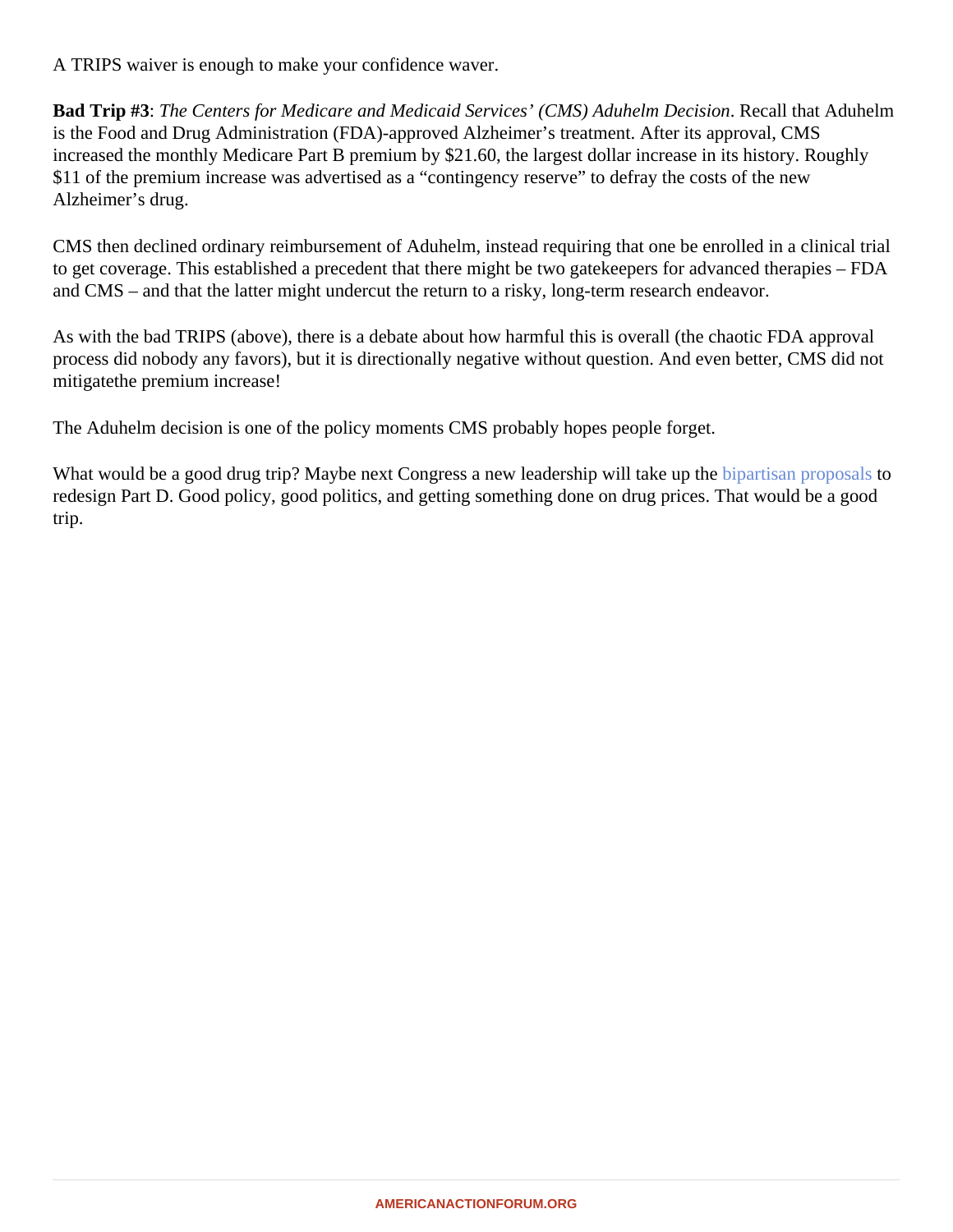A TRIPS waiver is enough to make your confidence waver.

**Bad Trip #3**: *The Centers for Medicare and Medicaid Services' (CMS) Aduhelm Decision*. Recall that Aduhelm is the Food and Drug Administration (FDA)-approved Alzheimer's treatment. After its approval, CMS increased the monthly Medicare Part B premium by $21.60, the largest dollar increase in its history. Roughly $11 of the premium increase was advertised as a "contingency reserve" to defray the costs of the new Alzheimer's drug.

CMS then declined ordinary reimbursement of Aduhelm, instead requiring that one be enrolled in a clinical trial to get coverage. This established a precedent that there might be two gatekeepers for advanced therapies – FDA and CMS – and that the latter might undercut the return to a risky, long-term research endeavor.

As with the bad TRIPS (above), there is a debate about how harmful this is overall (the chaotic FDA approval process did nobody any favors), but it is directionally negative without question. And even better, CMS did not mitigatethe premium increase!

The Aduhelm decision is one of the policy moments CMS probably hopes people forget.

What would be a good drug trip? Maybe next Congress a new leadership will take up the bipartisan proposals to redesign Part D. Good policy, good politics, and getting something done on drug prices. That would be a good trip.